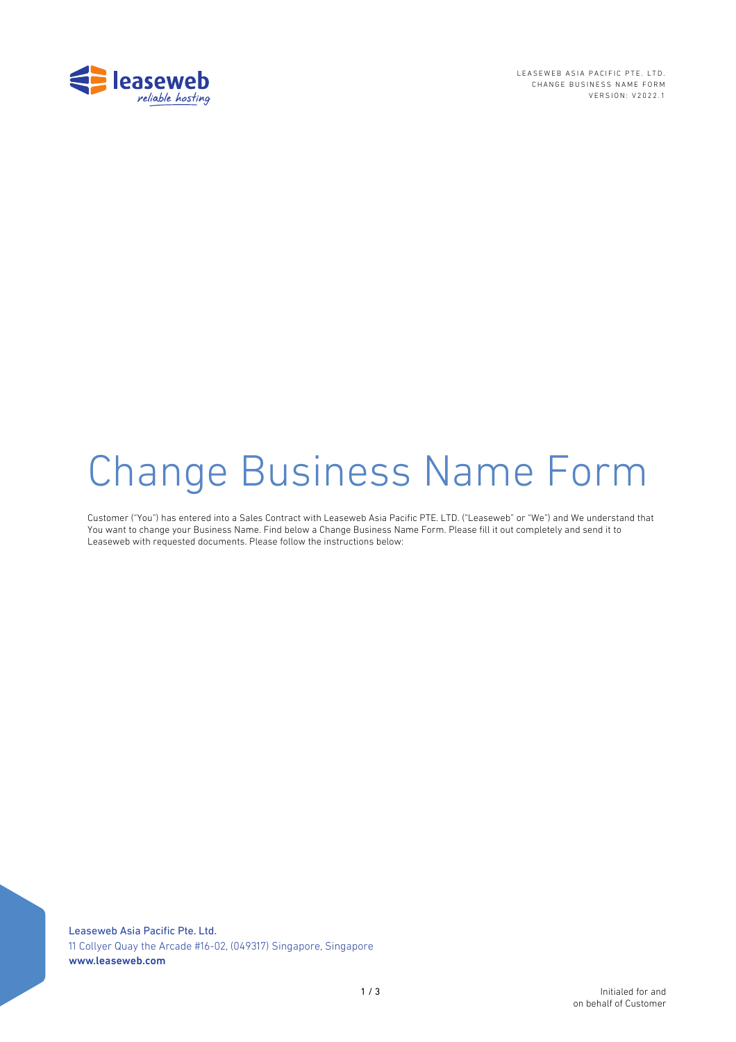# Change Business Name Form

Customer ("You") has entered into a Sales Contract with Leaseweb Asia Pacific PTE. LTD. ("Leaseweb" or "We") and We understand that You want to change your Business Name. Find below a Change Business Name Form. Please fill it out completely and send it to Leaseweb with requested documents. Please follow the instructions below: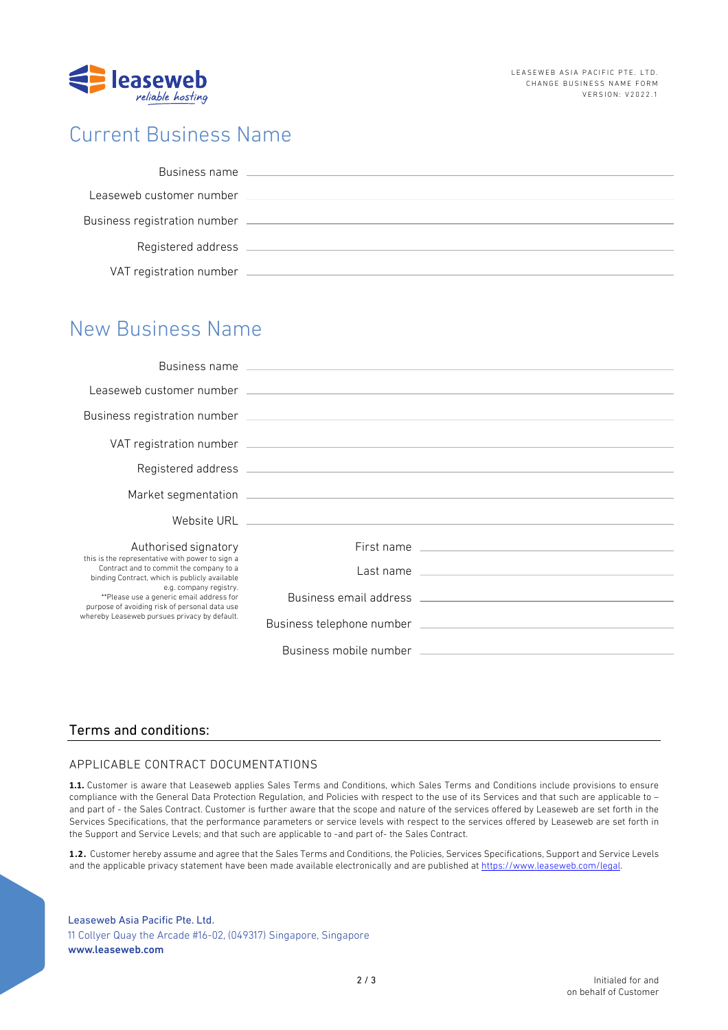# Current Business Name

Business name \_\_\_\_\_\_\_\_\_\_\_\_\_\_\_\_\_\_\_\_\_\_\_\_\_\_\_\_\_\_\_\_

Leaseweb customer number \_\_\_\_\_\_\_\_\_\_\_\_\_\_\_\_\_\_\_\_\_\_\_\_\_\_\_\_\_\_\_\_

Business registration number \_\_\_\_\_\_\_\_\_\_\_\_\_\_\_\_\_\_\_\_\_\_\_\_\_\_\_\_\_\_\_\_

Registered address \_\_\_\_\_\_\_\_\_\_\_\_\_\_\_\_\_\_\_\_\_\_\_\_\_\_\_\_\_\_\_\_

VAT registration number \_\_\_\_\_\_\_\_\_\_\_\_\_\_\_\_\_\_\_\_\_\_\_\_\_\_\_\_\_\_\_\_

# New Business Name

Business name \_\_\_\_\_\_\_\_\_\_\_\_\_\_\_\_\_\_\_\_\_\_\_\_\_\_\_\_\_\_\_\_

Leaseweb customer number \_\_\_\_\_\_\_\_\_\_\_\_\_\_\_\_\_\_\_\_\_\_\_\_\_\_\_\_\_\_\_\_

Business registration number \_\_\_\_\_\_\_\_\_\_\_\_\_\_\_\_\_\_\_\_\_\_\_\_\_\_\_\_\_\_\_\_

VAT registration number \_\_\_\_\_\_\_\_\_\_\_\_\_\_\_\_\_\_\_\_\_\_\_\_\_\_\_\_\_\_\_\_

Registered address \_\_\_\_\_\_\_\_\_\_\_\_\_\_\_\_\_\_\_\_\_\_\_\_\_\_\_\_\_\_\_\_

Market segmentation \_\_\_\_\_\_\_\_\_\_\_\_\_\_\_\_\_\_\_\_\_\_\_\_\_\_\_\_\_\_\_\_

Website URL \_\_\_\_\_\_\_\_\_\_\_\_\_\_\_\_\_\_\_\_\_\_\_\_\_\_\_\_\_\_\_\_

Authorised signatory
this is the representative with power to sign a Contract and to commit the company to a binding Contract, which is publicly available e.g. company registry.
**Please use a generic email address for purpose of avoiding risk of personal data use whereby Leaseweb pursues privacy by default.

First name \_\_\_\_\_\_\_\_\_\_\_\_\_\_\_\_\_\_\_\_\_\_\_\_\_\_\_\_\_\_\_\_

Last name \_\_\_\_\_\_\_\_\_\_\_\_\_\_\_\_\_\_\_\_\_\_\_\_\_\_\_\_\_\_\_\_

Business email address \_\_\_\_\_\_\_\_\_\_\_\_\_\_\_\_\_\_\_\_\_\_\_\_\_\_\_\_\_\_\_\_

Business telephone number \_\_\_\_\_\_\_\_\_\_\_\_\_\_\_\_\_\_\_\_\_\_\_\_\_\_\_\_\_\_\_\_

Business mobile number \_\_\_\_\_\_\_\_\_\_\_\_\_\_\_\_\_\_\_\_\_\_\_\_\_\_\_\_\_\_\_\_

## Terms and conditions:

### APPLICABLE CONTRACT DOCUMENTATIONS

**1.1.** Customer is aware that Leaseweb applies Sales Terms and Conditions, which Sales Terms and Conditions include provisions to ensure compliance with the General Data Protection Regulation, and Policies with respect to the use of its Services and that such are applicable to – and part of - the Sales Contract. Customer is further aware that the scope and nature of the services offered by Leaseweb are set forth in the Services Specifications, that the performance parameters or service levels with respect to the services offered by Leaseweb are set forth in the Support and Service Levels; and that such are applicable to -and part of- the Sales Contract.

**1.2.** Customer hereby assume and agree that the Sales Terms and Conditions, the Policies, Services Specifications, Support and Service Levels and the applicable privacy statement have been made available electronically and are published at https://www.leaseweb.com/legal.

Leaseweb Asia Pacific Pte. Ltd.
11 Collyer Quay the Arcade #16-02, (049317) Singapore, Singapore
**www.leaseweb.com**

Initialed for and on behalf of Customer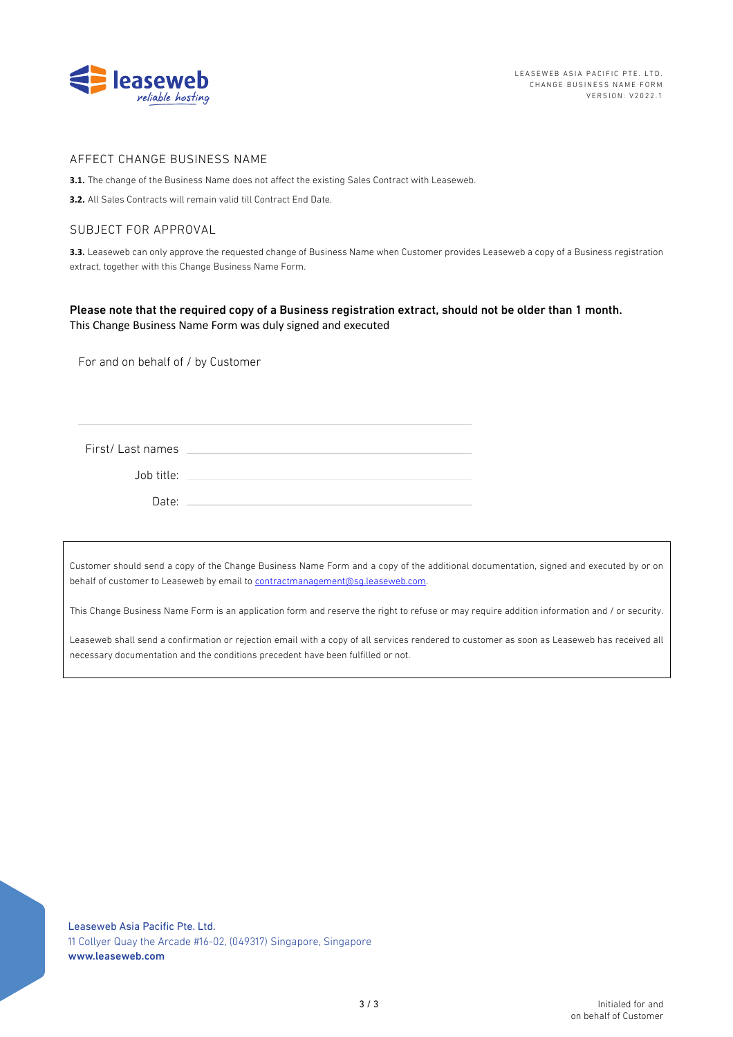## AFFECT CHANGE BUSINESS NAME

**3.1.** The change of the Business Name does not affect the existing Sales Contract with Leaseweb.

**3.2.** All Sales Contracts will remain valid till Contract End Date.

## SUBJECT FOR APPROVAL

**3.3.** Leaseweb can only approve the requested change of Business Name when Customer provides Leaseweb a copy of a Business registration extract, together with this Change Business Name Form.

**Please note that the required copy of a Business registration extract, should not be older than 1 month.**
This Change Business Name Form was duly signed and executed

For and on behalf of / by Customer

\_\_\_\_\_\_\_\_\_\_\_\_\_\_\_\_\_\_\_\_\_\_\_\_\_\_\_\_\_\_\_\_\_\_\_\_\_\_\_\_

First/ Last names \_\_\_\_\_\_\_\_\_\_\_\_\_\_\_\_\_\_\_\_\_\_\_\_\_\_\_\_\_\_

Job title: \_\_\_\_\_\_\_\_\_\_\_\_\_\_\_\_\_\_\_\_\_\_\_\_\_\_\_\_\_\_

Date: \_\_\_\_\_\_\_\_\_\_\_\_\_\_\_\_\_\_\_\_\_\_\_\_\_\_\_\_\_\_

Customer should send a copy of the Change Business Name Form and a copy of the additional documentation, signed and executed by or on behalf of customer to Leaseweb by email to contractmanagement@sg.leaseweb.com.

This Change Business Name Form is an application form and reserve the right to refuse or may require addition information and / or security.

Leaseweb shall send a confirmation or rejection email with a copy of all services rendered to customer as soon as Leaseweb has received all necessary documentation and the conditions precedent have been fulfilled or not.

Leaseweb Asia Pacific Pte. Ltd.
11 Collyer Quay the Arcade #16-02, (049317) Singapore, Singapore
**www.leaseweb.com**

Initialed for and on behalf of Customer